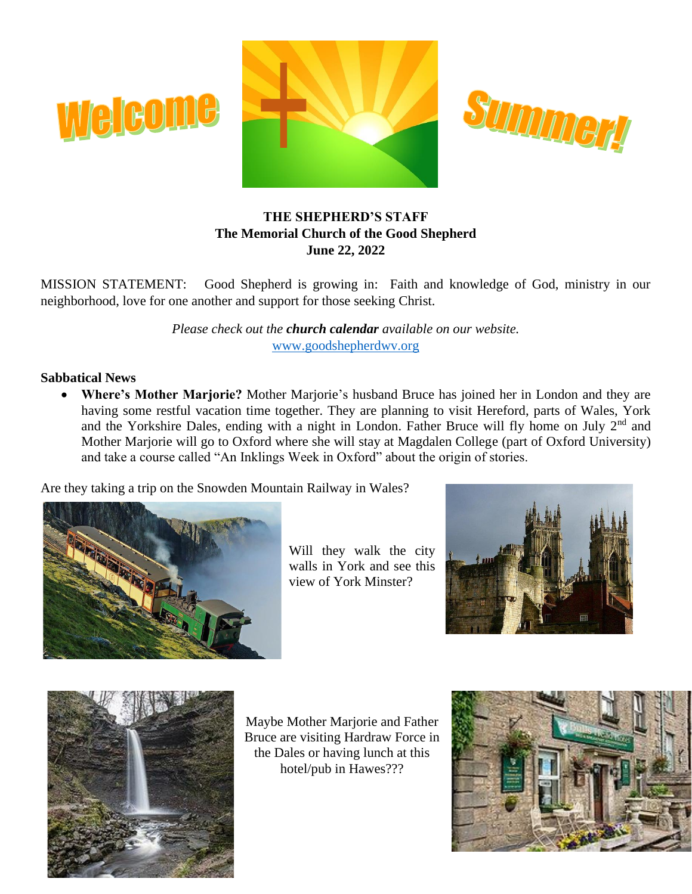Welcome Summer!

**THE SHEPHERD'S STAFF**
**The Memorial Church of the Good Shepherd**
**June 22, 2022**

MISSION STATEMENT: Good Shepherd is growing in: Faith and knowledge of God, ministry in our neighborhood, love for one another and support for those seeking Christ.

*Please check out the* ***church calendar*** *available on our website.*
www.goodshepherdwv.org

**Sabbatical News**

- **Where's Mother Marjorie?** Mother Marjorie's husband Bruce has joined her in London and they are having some restful vacation time together. They are planning to visit Hereford, parts of Wales, York and the Yorkshire Dales, ending with a night in London. Father Bruce will fly home on July 2nd and Mother Marjorie will go to Oxford where she will stay at Magdalen College (part of Oxford University) and take a course called "An Inklings Week in Oxford" about the origin of stories.

Are they taking a trip on the Snowden Mountain Railway in Wales?

Will they walk the city walls in York and see this view of York Minster?

Maybe Mother Marjorie and Father Bruce are visiting Hardraw Force in the Dales or having lunch at this hotel/pub in Hawes???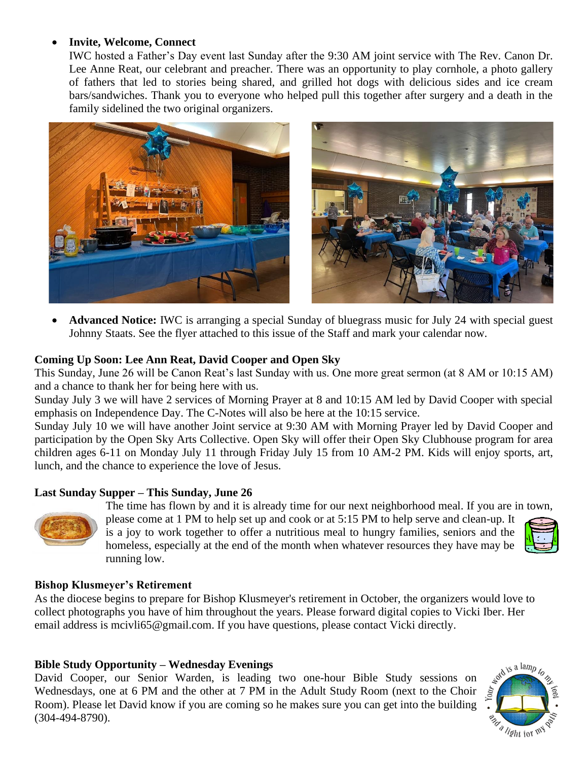- **Invite, Welcome, Connect**
  IWC hosted a Father's Day event last Sunday after the 9:30 AM joint service with The Rev. Canon Dr. Lee Anne Reat, our celebrant and preacher. There was an opportunity to play cornhole, a photo gallery of fathers that led to stories being shared, and grilled hot dogs with delicious sides and ice cream bars/sandwiches. Thank you to everyone who helped pull this together after surgery and a death in the family sidelined the two original organizers.

- **Advanced Notice:** IWC is arranging a special Sunday of bluegrass music for July 24 with special guest Johnny Staats. See the flyer attached to this issue of the Staff and mark your calendar now.

**Coming Up Soon: Lee Ann Reat, David Cooper and Open Sky**

This Sunday, June 26 will be Canon Reat's last Sunday with us. One more great sermon (at 8 AM or 10:15 AM) and a chance to thank her for being here with us.

Sunday July 3 we will have 2 services of Morning Prayer at 8 and 10:15 AM led by David Cooper with special emphasis on Independence Day. The C-Notes will also be here at the 10:15 service.

Sunday July 10 we will have another Joint service at 9:30 AM with Morning Prayer led by David Cooper and participation by the Open Sky Arts Collective. Open Sky will offer their Open Sky Clubhouse program for area children ages 6-11 on Monday July 11 through Friday July 15 from 10 AM-2 PM. Kids will enjoy sports, art, lunch, and the chance to experience the love of Jesus.

**Last Sunday Supper – This Sunday, June 26**

The time has flown by and it is already time for our next neighborhood meal. If you are in town, please come at 1 PM to help set up and cook or at 5:15 PM to help serve and clean-up. It is a joy to work together to offer a nutritious meal to hungry families, seniors and the homeless, especially at the end of the month when whatever resources they have may be running low.

**Bishop Klusmeyer's Retirement**

As the diocese begins to prepare for Bishop Klusmeyer's retirement in October, the organizers would love to collect photographs you have of him throughout the years. Please forward digital copies to Vicki Iber. Her email address is mcivli65@gmail.com. If you have questions, please contact Vicki directly.

**Bible Study Opportunity – Wednesday Evenings**

David Cooper, our Senior Warden, is leading two one-hour Bible Study sessions on Wednesdays, one at 6 PM and the other at 7 PM in the Adult Study Room (next to the Choir Room). Please let David know if you are coming so he makes sure you can get into the building (304-494-8790).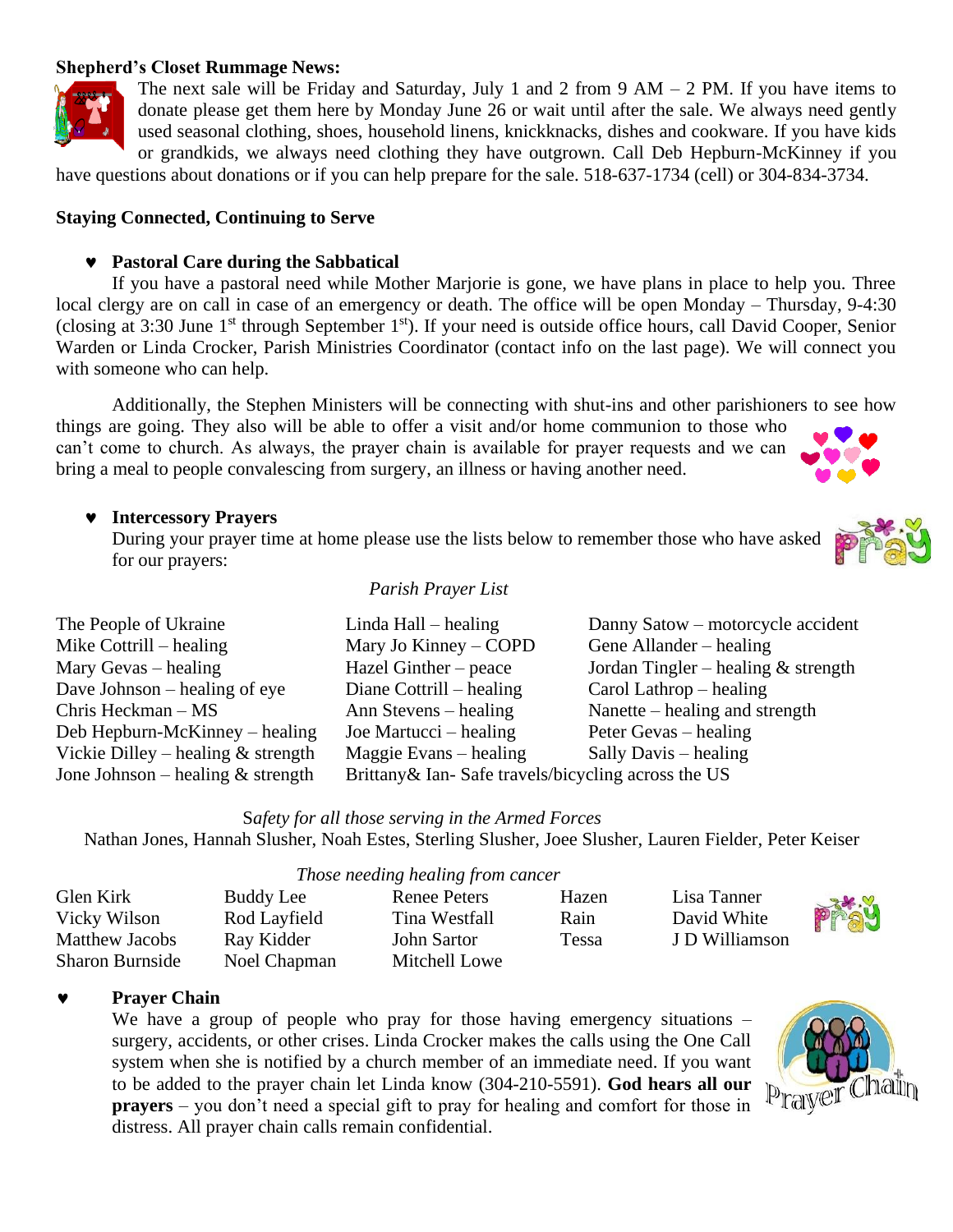**Shepherd's Closet Rummage News:**

The next sale will be Friday and Saturday, July 1 and 2 from 9 AM – 2 PM. If you have items to donate please get them here by Monday June 26 or wait until after the sale. We always need gently used seasonal clothing, shoes, household linens, knickknacks, dishes and cookware. If you have kids or grandkids, we always need clothing they have outgrown. Call Deb Hepburn-McKinney if you have questions about donations or if you can help prepare for the sale. 518-637-1734 (cell) or 304-834-3734.

**Staying Connected, Continuing to Serve**

- **Pastoral Care during the Sabbatical**

If you have a pastoral need while Mother Marjorie is gone, we have plans in place to help you. Three local clergy are on call in case of an emergency or death. The office will be open Monday – Thursday, 9-4:30 (closing at 3:30 June 1st through September 1st). If your need is outside office hours, call David Cooper, Senior Warden or Linda Crocker, Parish Ministries Coordinator (contact info on the last page). We will connect you with someone who can help.

Additionally, the Stephen Ministers will be connecting with shut-ins and other parishioners to see how things are going. They also will be able to offer a visit and/or home communion to those who can't come to church. As always, the prayer chain is available for prayer requests and we can bring a meal to people convalescing from surgery, an illness or having another need.

- **Intercessory Prayers**

During your prayer time at home please use the lists below to remember those who have asked for our prayers:

*Parish Prayer List*

| | | |
|---|---|---|
| The People of Ukraine | Linda Hall – healing | Danny Satow – motorcycle accident |
| Mike Cottrill – healing | Mary Jo Kinney – COPD | Gene Allander – healing |
| Mary Gevas – healing | Hazel Ginther – peace | Jordan Tingler – healing & strength |
| Dave Johnson – healing of eye | Diane Cottrill – healing | Carol Lathrop – healing |
| Chris Heckman – MS | Ann Stevens – healing | Nanette – healing and strength |
| Deb Hepburn-McKinney – healing | Joe Martucci – healing | Peter Gevas – healing |
| Vickie Dilley – healing & strength | Maggie Evans – healing | Sally Davis – healing |
| Jone Johnson – healing & strength | Brittany& Ian- Safe travels/bicycling across the US | |

*Safety for all those serving in the Armed Forces*

Nathan Jones, Hannah Slusher, Noah Estes, Sterling Slusher, Joee Slusher, Lauren Fielder, Peter Keiser

*Those needing healing from cancer*

| | | | | |
|---|---|---|---|---|
| Glen Kirk | Buddy Lee | Renee Peters | Hazen | Lisa Tanner |
| Vicky Wilson | Rod Layfield | Tina Westfall | Rain | David White |
| Matthew Jacobs | Ray Kidder | John Sartor | Tessa | J D Williamson |
| Sharon Burnside | Noel Chapman | Mitchell Lowe | | |

- **Prayer Chain**

We have a group of people who pray for those having emergency situations – surgery, accidents, or other crises. Linda Crocker makes the calls using the One Call system when she is notified by a church member of an immediate need. If you want to be added to the prayer chain let Linda know (304-210-5591). **God hears all our prayers** – you don't need a special gift to pray for healing and comfort for those in distress. All prayer chain calls remain confidential.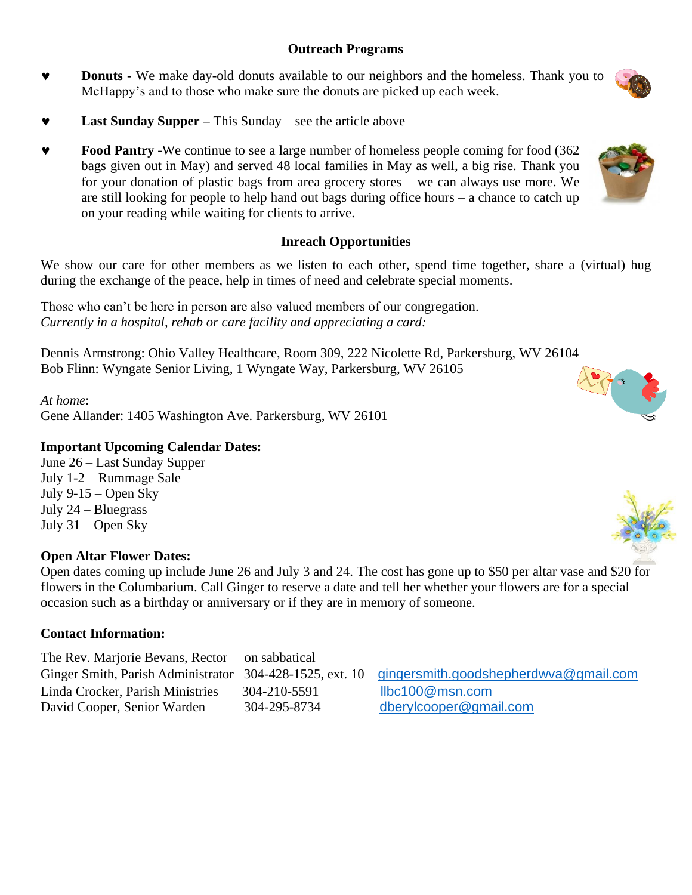## Outreach Programs

- **Donuts -** We make day-old donuts available to our neighbors and the homeless. Thank you to McHappy's and to those who make sure the donuts are picked up each week.
- **Last Sunday Supper –** This Sunday – see the article above
- **Food Pantry -**We continue to see a large number of homeless people coming for food (362 bags given out in May) and served 48 local families in May as well, a big rise. Thank you for your donation of plastic bags from area grocery stores – we can always use more. We are still looking for people to help hand out bags during office hours – a chance to catch up on your reading while waiting for clients to arrive.

## Inreach Opportunities

We show our care for other members as we listen to each other, spend time together, share a (virtual) hug during the exchange of the peace, help in times of need and celebrate special moments.

Those who can't be here in person are also valued members of our congregation.
*Currently in a hospital, rehab or care facility and appreciating a card:*

Dennis Armstrong: Ohio Valley Healthcare, Room 309, 222 Nicolette Rd, Parkersburg, WV 26104
Bob Flinn: Wyngate Senior Living, 1 Wyngate Way, Parkersburg, WV 26105

*At home*:
Gene Allander: 1405 Washington Ave. Parkersburg, WV 26101

**Important Upcoming Calendar Dates:**
June 26 – Last Sunday Supper
July 1-2 – Rummage Sale
July 9-15 – Open Sky
July 24 – Bluegrass
July 31 – Open Sky

**Open Altar Flower Dates:**
Open dates coming up include June 26 and July 3 and 24. The cost has gone up to $50 per altar vase and $20 for flowers in the Columbarium. Call Ginger to reserve a date and tell her whether your flowers are for a special occasion such as a birthday or anniversary or if they are in memory of someone.

**Contact Information:**

| | | |
|---|---|---|
| The Rev. Marjorie Bevans, Rector | on sabbatical | |
| Ginger Smith, Parish Administrator | 304-428-1525, ext. 10 | gingersmith.goodshepherdwva@gmail.com |
| Linda Crocker, Parish Ministries | 304-210-5591 | llbc100@msn.com |
| David Cooper, Senior Warden | 304-295-8734 | dberylcooper@gmail.com |